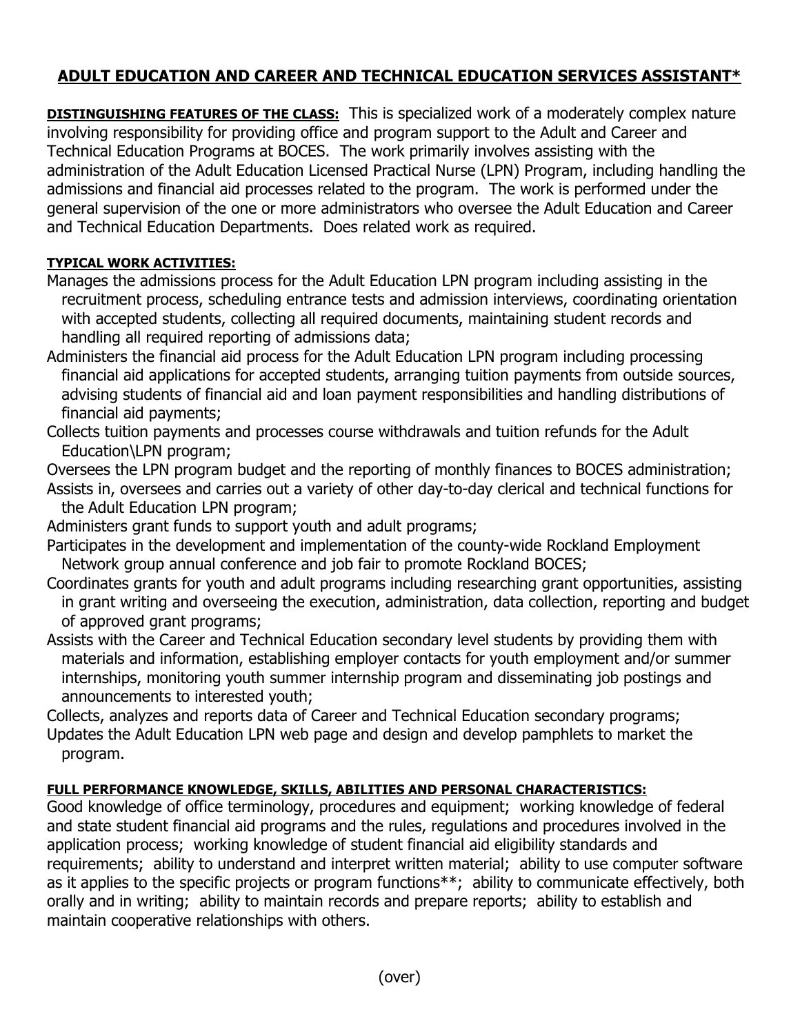# ADULT EDUCATION AND CAREER AND TECHNICAL EDUCATION SERVICES ASSISTANT*

**DISTINGUISHING FEATURES OF THE CLASS:** This is specialized work of a moderately complex nature involving responsibility for providing office and program support to the Adult and Career and Technical Education Programs at BOCES. The work primarily involves assisting with the administration of the Adult Education Licensed Practical Nurse (LPN) Program, including handling the admissions and financial aid processes related to the program. The work is performed under the general supervision of the one or more administrators who oversee the Adult Education and Career and Technical Education Departments. Does related work as required.

**TYPICAL WORK ACTIVITIES:**

Manages the admissions process for the Adult Education LPN program including assisting in the recruitment process, scheduling entrance tests and admission interviews, coordinating orientation with accepted students, collecting all required documents, maintaining student records and handling all required reporting of admissions data;

Administers the financial aid process for the Adult Education LPN program including processing financial aid applications for accepted students, arranging tuition payments from outside sources, advising students of financial aid and loan payment responsibilities and handling distributions of financial aid payments;

Collects tuition payments and processes course withdrawals and tuition refunds for the Adult Education\LPN program;

Oversees the LPN program budget and the reporting of monthly finances to BOCES administration;

Assists in, oversees and carries out a variety of other day-to-day clerical and technical functions for the Adult Education LPN program;

Administers grant funds to support youth and adult programs;

Participates in the development and implementation of the county-wide Rockland Employment Network group annual conference and job fair to promote Rockland BOCES;

Coordinates grants for youth and adult programs including researching grant opportunities, assisting in grant writing and overseeing the execution, administration, data collection, reporting and budget of approved grant programs;

Assists with the Career and Technical Education secondary level students by providing them with materials and information, establishing employer contacts for youth employment and/or summer internships, monitoring youth summer internship program and disseminating job postings and announcements to interested youth;

Collects, analyzes and reports data of Career and Technical Education secondary programs;

Updates the Adult Education LPN web page and design and develop pamphlets to market the program.

**FULL PERFORMANCE KNOWLEDGE, SKILLS, ABILITIES AND PERSONAL CHARACTERISTICS:**
Good knowledge of office terminology, procedures and equipment; working knowledge of federal and state student financial aid programs and the rules, regulations and procedures involved in the application process; working knowledge of student financial aid eligibility standards and requirements; ability to understand and interpret written material; ability to use computer software as it applies to the specific projects or program functions**; ability to communicate effectively, both orally and in writing; ability to maintain records and prepare reports; ability to establish and maintain cooperative relationships with others.

(over)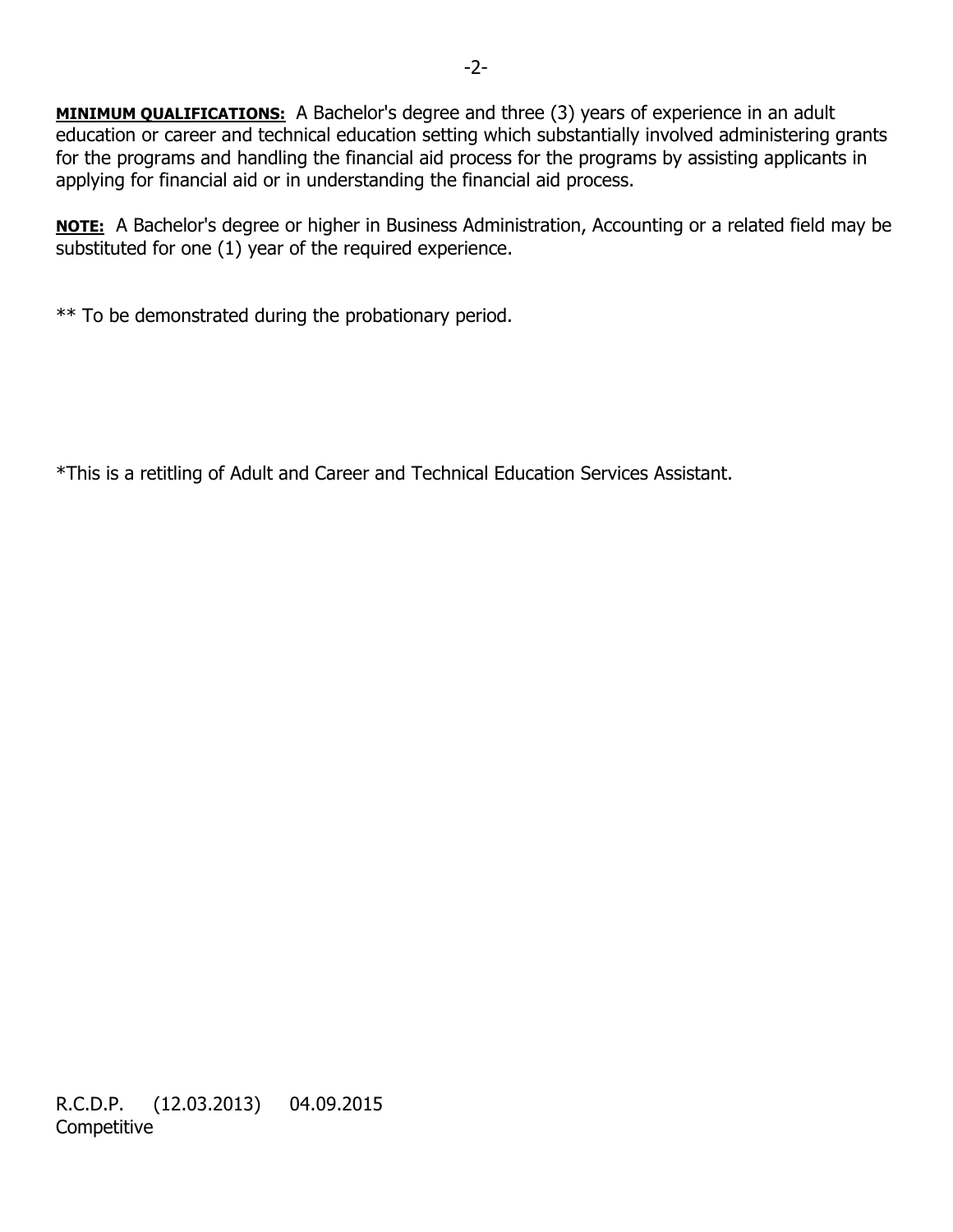**MINIMUM QUALIFICATIONS:** A Bachelor's degree and three (3) years of experience in an adult education or career and technical education setting which substantially involved administering grants for the programs and handling the financial aid process for the programs by assisting applicants in applying for financial aid or in understanding the financial aid process.

**NOTE:** A Bachelor's degree or higher in Business Administration, Accounting or a related field may be substituted for one (1) year of the required experience.

** To be demonstrated during the probationary period.

*This is a retitling of Adult and Career and Technical Education Services Assistant.

R.C.D.P. (12.03.2013) 04.09.2015
Competitive